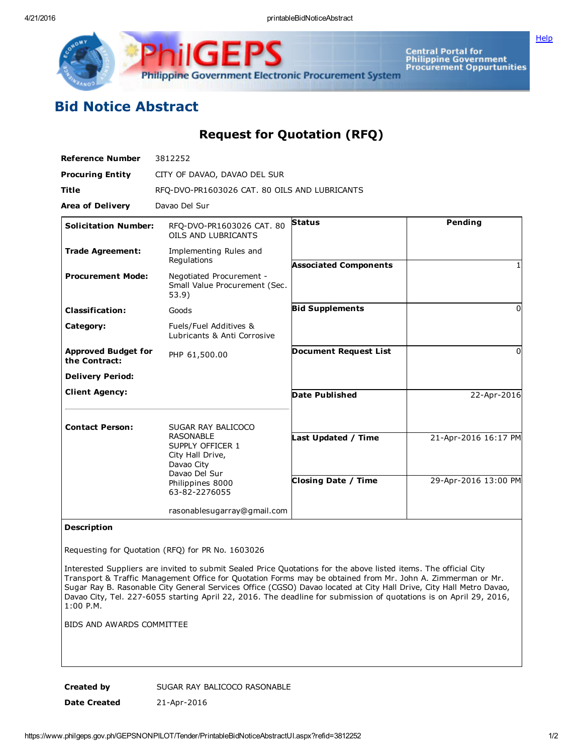# Bid Notice Abstract

## Request for Quotation (RFQ)

| | |
|---|---|
| **Reference Number** | 3812252 |
| **Procuring Entity** | CITY OF DAVAO, DAVAO DEL SUR |
| **Title** | RFQ-DVO-PR1603026 CAT. 80 OILS AND LUBRICANTS |
| **Area of Delivery** | Davao Del Sur |

| | | | |
|---|---|---|---|
| **Solicitation Number:** | RFQ-DVO-PR1603026 CAT. 80 OILS AND LUBRICANTS | **Status** | Pending |
| **Trade Agreement:** | Implementing Rules and Regulations | **Associated Components** | 1 |
| **Procurement Mode:** | Negotiated Procurement - Small Value Procurement (Sec. 53.9) | **Bid Supplements** | 0 |
| **Classification:** | Goods | **Document Request List** | 0 |
| **Category:** | Fuels/Fuel Additives & Lubricants & Anti Corrosive | **Date Published** | 22-Apr-2016 |
| **Approved Budget for the Contract:** | PHP 61,500.00 | **Last Updated / Time** | 21-Apr-2016 16:17 PM |
| **Delivery Period:** | | **Closing Date / Time** | 29-Apr-2016 13:00 PM |
| **Client Agency:** | | | |
| **Contact Person:** | SUGAR RAY BALICOCO RASONABLE<br>SUPPLY OFFICER 1<br>City Hall Drive,<br>Davao City<br>Davao Del Sur<br>Philippines 8000<br>63-82-2276055<br><br>rasonablesugarray@gmail.com | | |

**Description**

Requesting for Quotation (RFQ) for PR No. 1603026

Interested Suppliers are invited to submit Sealed Price Quotations for the above listed items. The official City Transport & Traffic Management Office for Quotation Forms may be obtained from Mr. John A. Zimmerman or Mr. Sugar Ray B. Rasonable City General Services Office (CGSO) Davao located at City Hall Drive, City Hall Metro Davao, Davao City, Tel. 227-6055 starting April 22, 2016. The deadline for submission of quotations is on April 29, 2016, 1:00 P.M.

BIDS AND AWARDS COMMITTEE

| | |
|---|---|
| **Created by** | SUGAR RAY BALICOCO RASONABLE |
| **Date Created** | 21-Apr-2016 |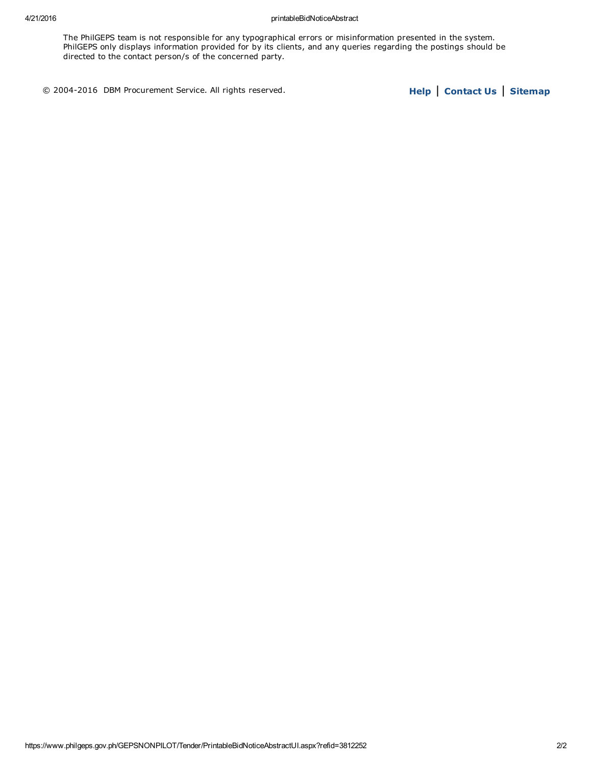The PhilGEPS team is not responsible for any typographical errors or misinformation presented in the system. PhilGEPS only displays information provided for by its clients, and any queries regarding the postings should be directed to the contact person/s of the concerned party.

© 2004-2016 DBM Procurement Service. All rights reserved.

**Help** | **Contact Us** | **Sitemap**